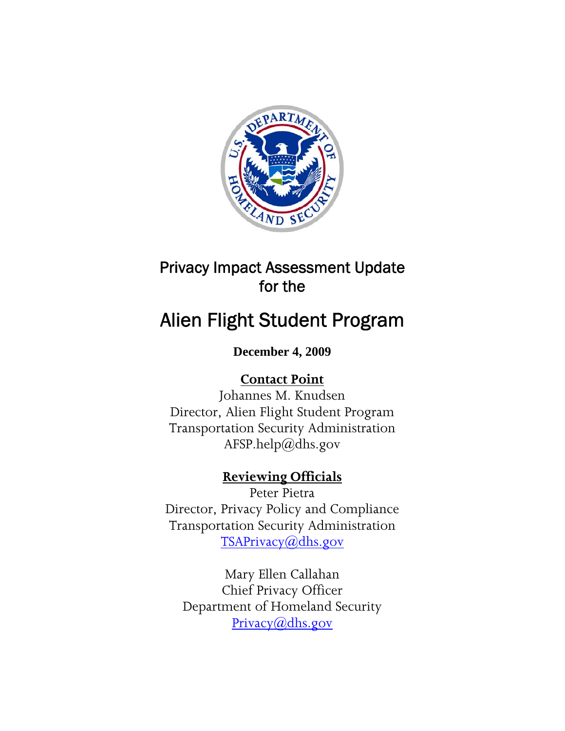# Privacy Impact Assessment Update for the

# Alien Flight Student Program

**December 4, 2009**

**Contact Point**

Johannes M. Knudsen
Director, Alien Flight Student Program
Transportation Security Administration
AFSP.help@dhs.gov

**Reviewing Officials**

Peter Pietra
Director, Privacy Policy and Compliance
Transportation Security Administration
TSAPrivacy@dhs.gov

Mary Ellen Callahan
Chief Privacy Officer
Department of Homeland Security
Privacy@dhs.gov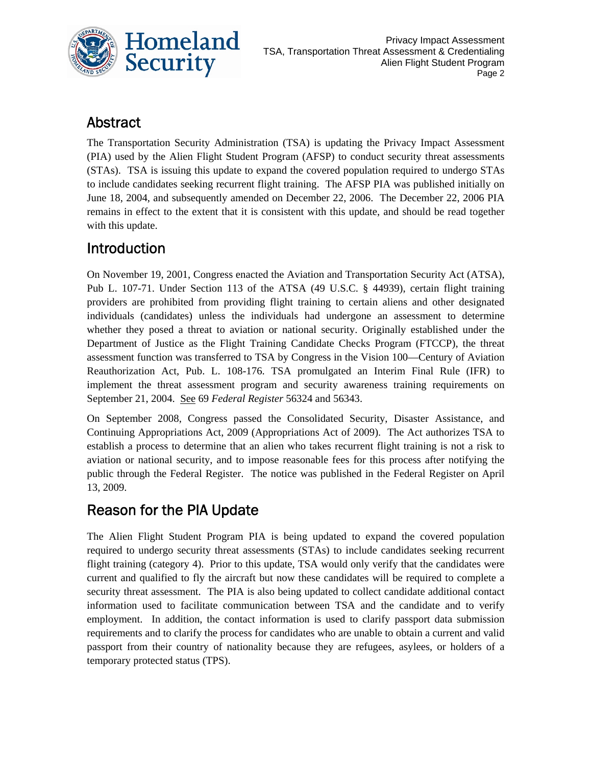## Abstract

The Transportation Security Administration (TSA) is updating the Privacy Impact Assessment (PIA) used by the Alien Flight Student Program (AFSP) to conduct security threat assessments (STAs). TSA is issuing this update to expand the covered population required to undergo STAs to include candidates seeking recurrent flight training. The AFSP PIA was published initially on June 18, 2004, and subsequently amended on December 22, 2006. The December 22, 2006 PIA remains in effect to the extent that it is consistent with this update, and should be read together with this update.

## Introduction

On November 19, 2001, Congress enacted the Aviation and Transportation Security Act (ATSA), Pub L. 107-71. Under Section 113 of the ATSA (49 U.S.C. § 44939), certain flight training providers are prohibited from providing flight training to certain aliens and other designated individuals (candidates) unless the individuals had undergone an assessment to determine whether they posed a threat to aviation or national security. Originally established under the Department of Justice as the Flight Training Candidate Checks Program (FTCCP), the threat assessment function was transferred to TSA by Congress in the Vision 100—Century of Aviation Reauthorization Act, Pub. L. 108-176. TSA promulgated an Interim Final Rule (IFR) to implement the threat assessment program and security awareness training requirements on September 21, 2004. See 69 *Federal Register* 56324 and 56343.

On September 2008, Congress passed the Consolidated Security, Disaster Assistance, and Continuing Appropriations Act, 2009 (Appropriations Act of 2009). The Act authorizes TSA to establish a process to determine that an alien who takes recurrent flight training is not a risk to aviation or national security, and to impose reasonable fees for this process after notifying the public through the Federal Register. The notice was published in the Federal Register on April 13, 2009.

## Reason for the PIA Update

The Alien Flight Student Program PIA is being updated to expand the covered population required to undergo security threat assessments (STAs) to include candidates seeking recurrent flight training (category 4). Prior to this update, TSA would only verify that the candidates were current and qualified to fly the aircraft but now these candidates will be required to complete a security threat assessment. The PIA is also being updated to collect candidate additional contact information used to facilitate communication between TSA and the candidate and to verify employment. In addition, the contact information is used to clarify passport data submission requirements and to clarify the process for candidates who are unable to obtain a current and valid passport from their country of nationality because they are refugees, asylees, or holders of a temporary protected status (TPS).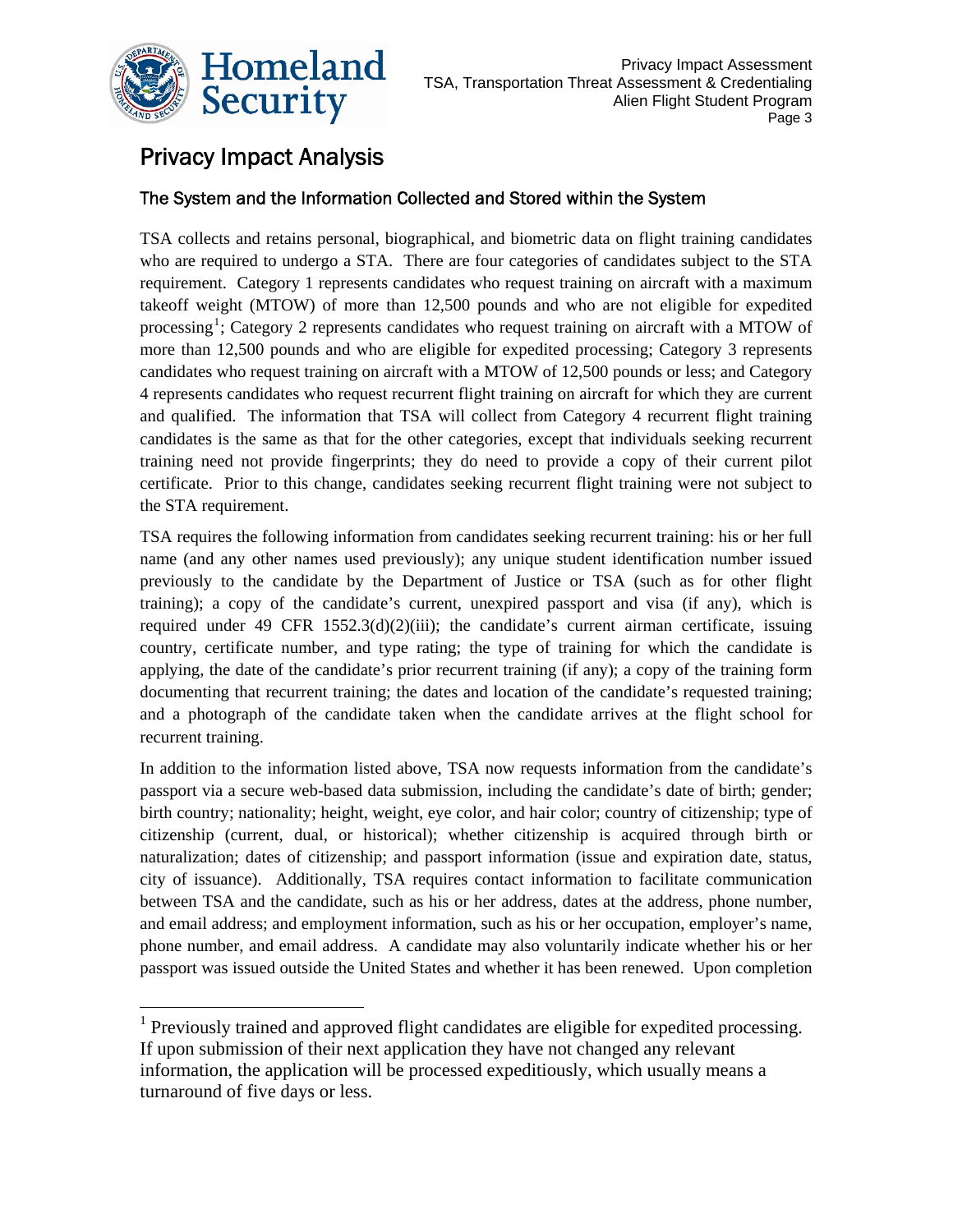## Privacy Impact Analysis

### The System and the Information Collected and Stored within the System

TSA collects and retains personal, biographical, and biometric data on flight training candidates who are required to undergo a STA. There are four categories of candidates subject to the STA requirement. Category 1 represents candidates who request training on aircraft with a maximum takeoff weight (MTOW) of more than 12,500 pounds and who are not eligible for expedited processing[1]; Category 2 represents candidates who request training on aircraft with a MTOW of more than 12,500 pounds and who are eligible for expedited processing; Category 3 represents candidates who request training on aircraft with a MTOW of 12,500 pounds or less; and Category 4 represents candidates who request recurrent flight training on aircraft for which they are current and qualified. The information that TSA will collect from Category 4 recurrent flight training candidates is the same as that for the other categories, except that individuals seeking recurrent training need not provide fingerprints; they do need to provide a copy of their current pilot certificate. Prior to this change, candidates seeking recurrent flight training were not subject to the STA requirement.

TSA requires the following information from candidates seeking recurrent training: his or her full name (and any other names used previously); any unique student identification number issued previously to the candidate by the Department of Justice or TSA (such as for other flight training); a copy of the candidate's current, unexpired passport and visa (if any), which is required under 49 CFR 1552.3(d)(2)(iii); the candidate's current airman certificate, issuing country, certificate number, and type rating; the type of training for which the candidate is applying, the date of the candidate's prior recurrent training (if any); a copy of the training form documenting that recurrent training; the dates and location of the candidate's requested training; and a photograph of the candidate taken when the candidate arrives at the flight school for recurrent training.

In addition to the information listed above, TSA now requests information from the candidate's passport via a secure web-based data submission, including the candidate's date of birth; gender; birth country; nationality; height, weight, eye color, and hair color; country of citizenship; type of citizenship (current, dual, or historical); whether citizenship is acquired through birth or naturalization; dates of citizenship; and passport information (issue and expiration date, status, city of issuance). Additionally, TSA requires contact information to facilitate communication between TSA and the candidate, such as his or her address, dates at the address, phone number, and email address; and employment information, such as his or her occupation, employer's name, phone number, and email address. A candidate may also voluntarily indicate whether his or her passport was issued outside the United States and whether it has been renewed. Upon completion

---

[1] Previously trained and approved flight candidates are eligible for expedited processing. If upon submission of their next application they have not changed any relevant information, the application will be processed expeditiously, which usually means a turnaround of five days or less.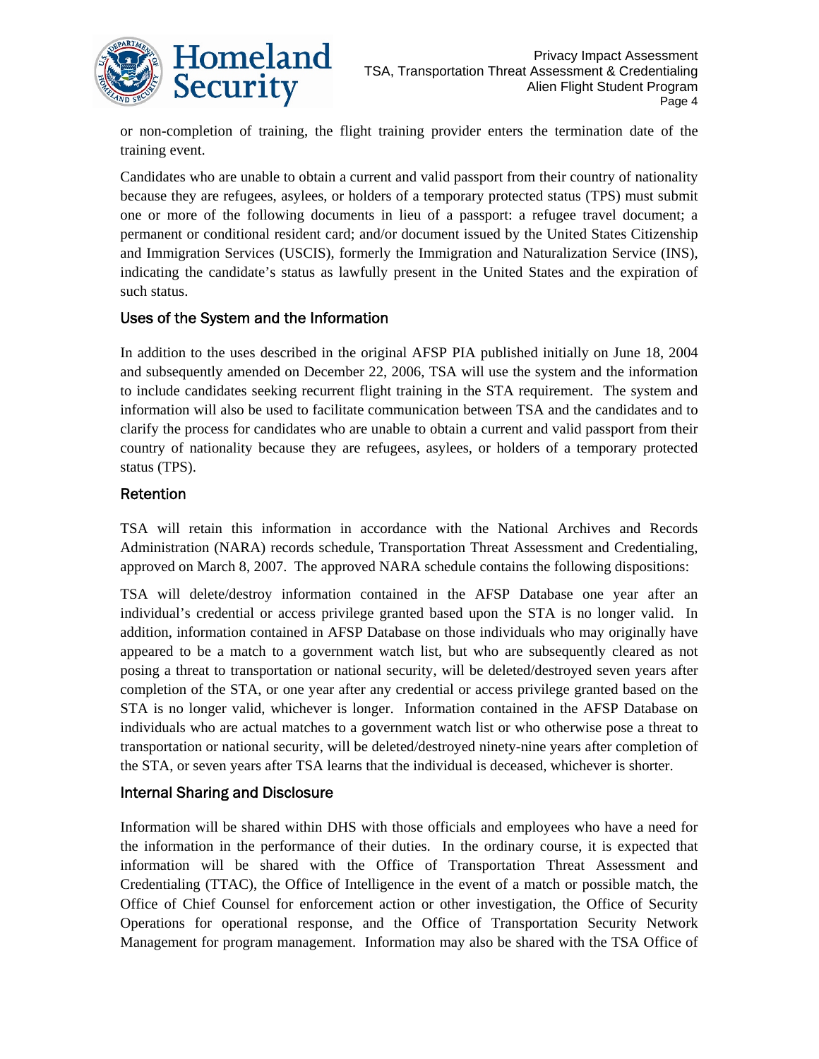or non-completion of training, the flight training provider enters the termination date of the training event.

Candidates who are unable to obtain a current and valid passport from their country of nationality because they are refugees, asylees, or holders of a temporary protected status (TPS) must submit one or more of the following documents in lieu of a passport: a refugee travel document; a permanent or conditional resident card; and/or document issued by the United States Citizenship and Immigration Services (USCIS), formerly the Immigration and Naturalization Service (INS), indicating the candidate's status as lawfully present in the United States and the expiration of such status.

## Uses of the System and the Information

In addition to the uses described in the original AFSP PIA published initially on June 18, 2004 and subsequently amended on December 22, 2006, TSA will use the system and the information to include candidates seeking recurrent flight training in the STA requirement. The system and information will also be used to facilitate communication between TSA and the candidates and to clarify the process for candidates who are unable to obtain a current and valid passport from their country of nationality because they are refugees, asylees, or holders of a temporary protected status (TPS).

## Retention

TSA will retain this information in accordance with the National Archives and Records Administration (NARA) records schedule, Transportation Threat Assessment and Credentialing, approved on March 8, 2007. The approved NARA schedule contains the following dispositions:

TSA will delete/destroy information contained in the AFSP Database one year after an individual's credential or access privilege granted based upon the STA is no longer valid. In addition, information contained in AFSP Database on those individuals who may originally have appeared to be a match to a government watch list, but who are subsequently cleared as not posing a threat to transportation or national security, will be deleted/destroyed seven years after completion of the STA, or one year after any credential or access privilege granted based on the STA is no longer valid, whichever is longer. Information contained in the AFSP Database on individuals who are actual matches to a government watch list or who otherwise pose a threat to transportation or national security, will be deleted/destroyed ninety-nine years after completion of the STA, or seven years after TSA learns that the individual is deceased, whichever is shorter.

## Internal Sharing and Disclosure

Information will be shared within DHS with those officials and employees who have a need for the information in the performance of their duties. In the ordinary course, it is expected that information will be shared with the Office of Transportation Threat Assessment and Credentialing (TTAC), the Office of Intelligence in the event of a match or possible match, the Office of Chief Counsel for enforcement action or other investigation, the Office of Security Operations for operational response, and the Office of Transportation Security Network Management for program management. Information may also be shared with the TSA Office of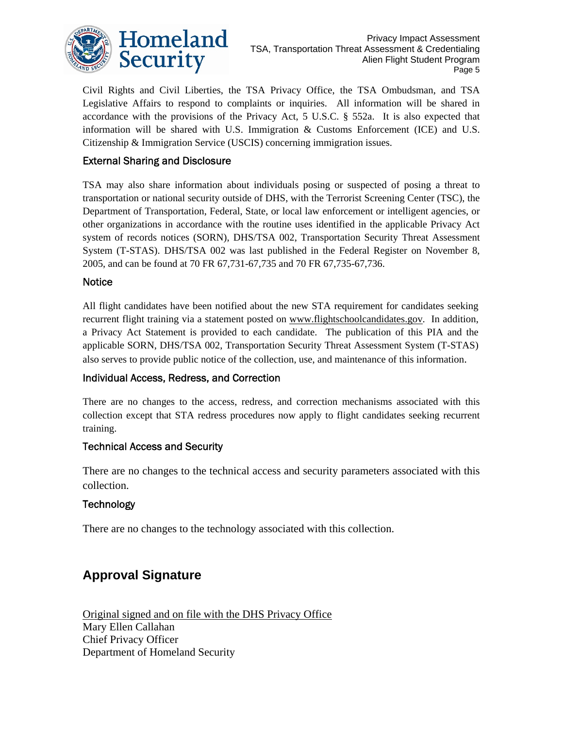Civil Rights and Civil Liberties, the TSA Privacy Office, the TSA Ombudsman, and TSA Legislative Affairs to respond to complaints or inquiries. All information will be shared in accordance with the provisions of the Privacy Act, 5 U.S.C. § 552a. It is also expected that information will be shared with U.S. Immigration & Customs Enforcement (ICE) and U.S. Citizenship & Immigration Service (USCIS) concerning immigration issues.

### External Sharing and Disclosure

TSA may also share information about individuals posing or suspected of posing a threat to transportation or national security outside of DHS, with the Terrorist Screening Center (TSC), the Department of Transportation, Federal, State, or local law enforcement or intelligent agencies, or other organizations in accordance with the routine uses identified in the applicable Privacy Act system of records notices (SORN), DHS/TSA 002, Transportation Security Threat Assessment System (T-STAS). DHS/TSA 002 was last published in the Federal Register on November 8, 2005, and can be found at 70 FR 67,731-67,735 and 70 FR 67,735-67,736.

### Notice

All flight candidates have been notified about the new STA requirement for candidates seeking recurrent flight training via a statement posted on www.flightschoolcandidates.gov. In addition, a Privacy Act Statement is provided to each candidate. The publication of this PIA and the applicable SORN, DHS/TSA 002, Transportation Security Threat Assessment System (T-STAS) also serves to provide public notice of the collection, use, and maintenance of this information.

### Individual Access, Redress, and Correction

There are no changes to the access, redress, and correction mechanisms associated with this collection except that STA redress procedures now apply to flight candidates seeking recurrent training.

### Technical Access and Security

There are no changes to the technical access and security parameters associated with this collection.

### Technology

There are no changes to the technology associated with this collection.

## Approval Signature

Original signed and on file with the DHS Privacy Office
Mary Ellen Callahan
Chief Privacy Officer
Department of Homeland Security